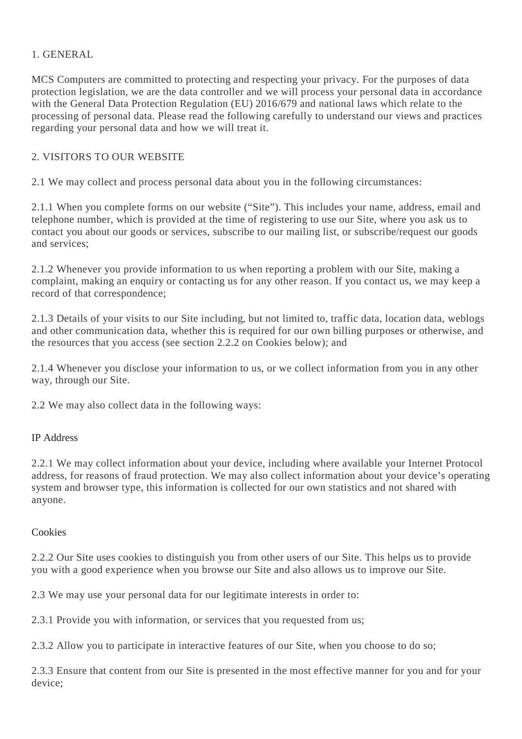## 1. GENERAL

MCS Computers are committed to protecting and respecting your privacy. For the purposes of data protection legislation, we are the data controller and we will process your personal data in accordance with the General Data Protection Regulation (EU) 2016/679 and national laws which relate to the processing of personal data. Please read the following carefully to understand our views and practices regarding your personal data and how we will treat it.

## 2. VISITORS TO OUR WEBSITE

2.1 We may collect and process personal data about you in the following circumstances:

2.1.1 When you complete forms on our website (“Site”). This includes your name, address, email and telephone number, which is provided at the time of registering to use our Site, where you ask us to contact you about our goods or services, subscribe to our mailing list, or subscribe/request our goods and services;

2.1.2 Whenever you provide information to us when reporting a problem with our Site, making a complaint, making an enquiry or contacting us for any other reason. If you contact us, we may keep a record of that correspondence;

2.1.3 Details of your visits to our Site including, but not limited to, traffic data, location data, weblogs and other communication data, whether this is required for our own billing purposes or otherwise, and the resources that you access (see section 2.2.2 on Cookies below); and

2.1.4 Whenever you disclose your information to us, or we collect information from you in any other way, through our Site.

2.2 We may also collect data in the following ways:

### IP Address

2.2.1 We may collect information about your device, including where available your Internet Protocol address, for reasons of fraud protection. We may also collect information about your device’s operating system and browser type, this information is collected for our own statistics and not shared with anyone.

### Cookies

2.2.2 Our Site uses cookies to distinguish you from other users of our Site. This helps us to provide you with a good experience when you browse our Site and also allows us to improve our Site.

2.3 We may use your personal data for our legitimate interests in order to:

2.3.1 Provide you with information, or services that you requested from us;

2.3.2 Allow you to participate in interactive features of our Site, when you choose to do so;

2.3.3 Ensure that content from our Site is presented in the most effective manner for you and for your device;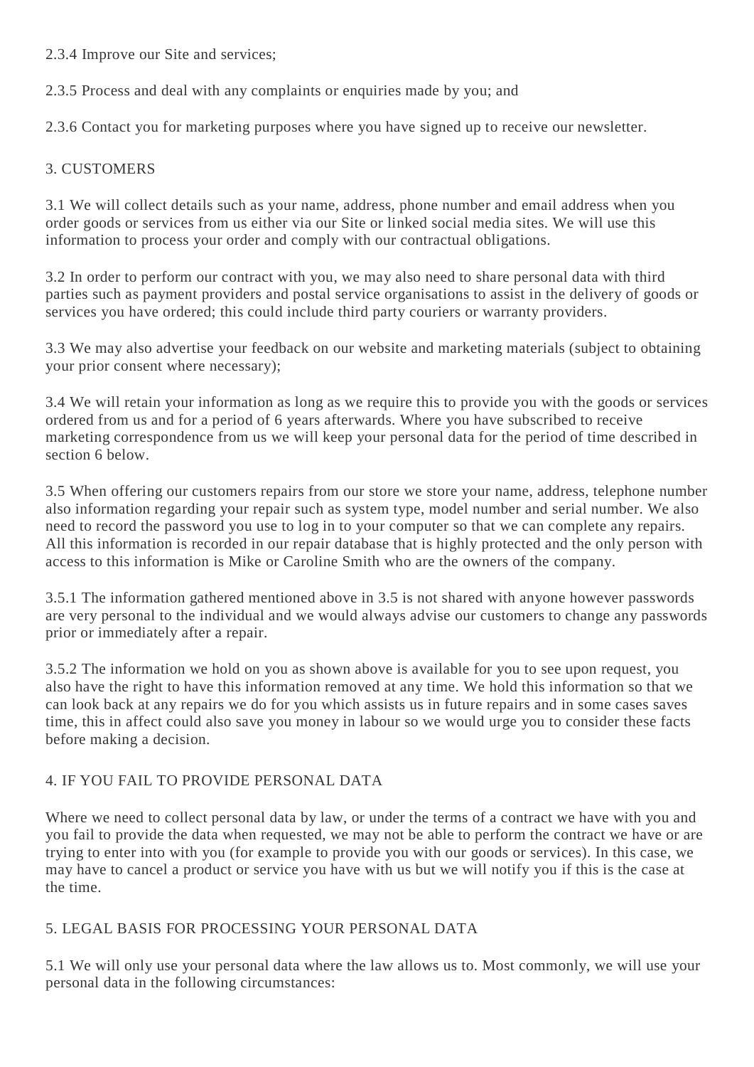2.3.4 Improve our Site and services;

2.3.5 Process and deal with any complaints or enquiries made by you; and

2.3.6 Contact you for marketing purposes where you have signed up to receive our newsletter.

## 3. CUSTOMERS

3.1 We will collect details such as your name, address, phone number and email address when you order goods or services from us either via our Site or linked social media sites. We will use this information to process your order and comply with our contractual obligations.

3.2 In order to perform our contract with you, we may also need to share personal data with third parties such as payment providers and postal service organisations to assist in the delivery of goods or services you have ordered; this could include third party couriers or warranty providers.

3.3 We may also advertise your feedback on our website and marketing materials (subject to obtaining your prior consent where necessary);

3.4 We will retain your information as long as we require this to provide you with the goods or services ordered from us and for a period of 6 years afterwards. Where you have subscribed to receive marketing correspondence from us we will keep your personal data for the period of time described in section 6 below.

3.5 When offering our customers repairs from our store we store your name, address, telephone number also information regarding your repair such as system type, model number and serial number. We also need to record the password you use to log in to your computer so that we can complete any repairs. All this information is recorded in our repair database that is highly protected and the only person with access to this information is Mike or Caroline Smith who are the owners of the company.

3.5.1 The information gathered mentioned above in 3.5 is not shared with anyone however passwords are very personal to the individual and we would always advise our customers to change any passwords prior or immediately after a repair.

3.5.2 The information we hold on you as shown above is available for you to see upon request, you also have the right to have this information removed at any time. We hold this information so that we can look back at any repairs we do for you which assists us in future repairs and in some cases saves time, this in affect could also save you money in labour so we would urge you to consider these facts before making a decision.

## 4. IF YOU FAIL TO PROVIDE PERSONAL DATA

Where we need to collect personal data by law, or under the terms of a contract we have with you and you fail to provide the data when requested, we may not be able to perform the contract we have or are trying to enter into with you (for example to provide you with our goods or services). In this case, we may have to cancel a product or service you have with us but we will notify you if this is the case at the time.

## 5. LEGAL BASIS FOR PROCESSING YOUR PERSONAL DATA

5.1 We will only use your personal data where the law allows us to. Most commonly, we will use your personal data in the following circumstances: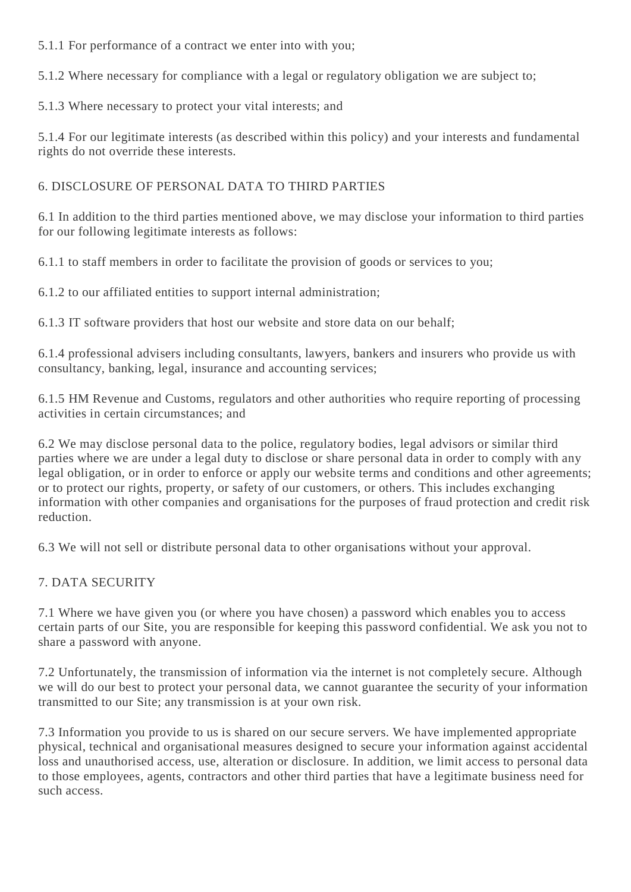5.1.1 For performance of a contract we enter into with you;

5.1.2 Where necessary for compliance with a legal or regulatory obligation we are subject to;

5.1.3 Where necessary to protect your vital interests; and

5.1.4 For our legitimate interests (as described within this policy) and your interests and fundamental rights do not override these interests.

## 6. DISCLOSURE OF PERSONAL DATA TO THIRD PARTIES

6.1 In addition to the third parties mentioned above, we may disclose your information to third parties for our following legitimate interests as follows:

6.1.1 to staff members in order to facilitate the provision of goods or services to you;

6.1.2 to our affiliated entities to support internal administration;

6.1.3 IT software providers that host our website and store data on our behalf;

6.1.4 professional advisers including consultants, lawyers, bankers and insurers who provide us with consultancy, banking, legal, insurance and accounting services;

6.1.5 HM Revenue and Customs, regulators and other authorities who require reporting of processing activities in certain circumstances; and

6.2 We may disclose personal data to the police, regulatory bodies, legal advisors or similar third parties where we are under a legal duty to disclose or share personal data in order to comply with any legal obligation, or in order to enforce or apply our website terms and conditions and other agreements; or to protect our rights, property, or safety of our customers, or others. This includes exchanging information with other companies and organisations for the purposes of fraud protection and credit risk reduction.

6.3 We will not sell or distribute personal data to other organisations without your approval.

## 7. DATA SECURITY

7.1 Where we have given you (or where you have chosen) a password which enables you to access certain parts of our Site, you are responsible for keeping this password confidential. We ask you not to share a password with anyone.

7.2 Unfortunately, the transmission of information via the internet is not completely secure. Although we will do our best to protect your personal data, we cannot guarantee the security of your information transmitted to our Site; any transmission is at your own risk.

7.3 Information you provide to us is shared on our secure servers. We have implemented appropriate physical, technical and organisational measures designed to secure your information against accidental loss and unauthorised access, use, alteration or disclosure. In addition, we limit access to personal data to those employees, agents, contractors and other third parties that have a legitimate business need for such access.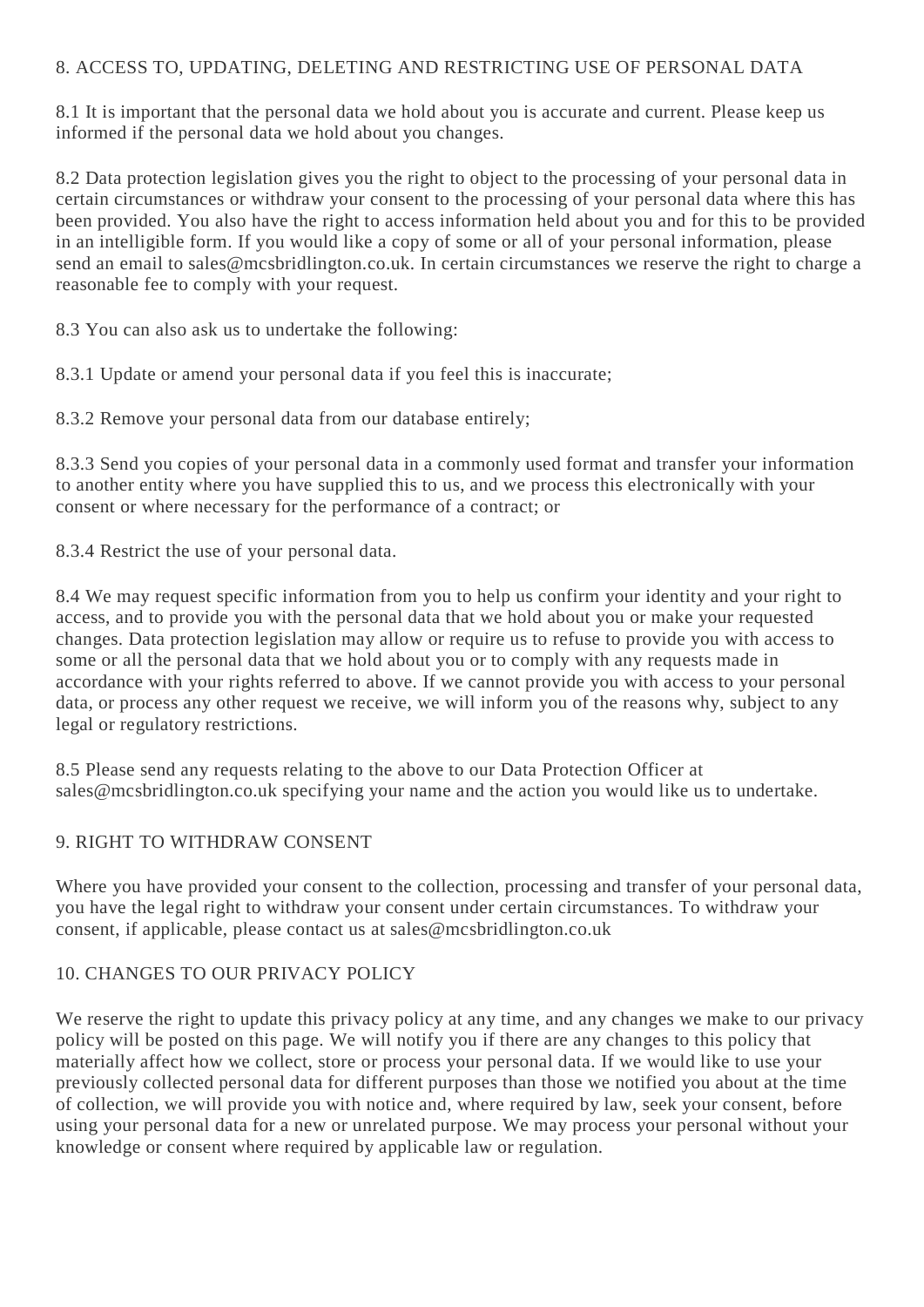## 8. ACCESS TO, UPDATING, DELETING AND RESTRICTING USE OF PERSONAL DATA

8.1 It is important that the personal data we hold about you is accurate and current. Please keep us informed if the personal data we hold about you changes.

8.2 Data protection legislation gives you the right to object to the processing of your personal data in certain circumstances or withdraw your consent to the processing of your personal data where this has been provided. You also have the right to access information held about you and for this to be provided in an intelligible form. If you would like a copy of some or all of your personal information, please send an email to sales@mcsbridlington.co.uk. In certain circumstances we reserve the right to charge a reasonable fee to comply with your request.

8.3 You can also ask us to undertake the following:

8.3.1 Update or amend your personal data if you feel this is inaccurate;

8.3.2 Remove your personal data from our database entirely;

8.3.3 Send you copies of your personal data in a commonly used format and transfer your information to another entity where you have supplied this to us, and we process this electronically with your consent or where necessary for the performance of a contract; or

8.3.4 Restrict the use of your personal data.

8.4 We may request specific information from you to help us confirm your identity and your right to access, and to provide you with the personal data that we hold about you or make your requested changes. Data protection legislation may allow or require us to refuse to provide you with access to some or all the personal data that we hold about you or to comply with any requests made in accordance with your rights referred to above. If we cannot provide you with access to your personal data, or process any other request we receive, we will inform you of the reasons why, subject to any legal or regulatory restrictions.

8.5 Please send any requests relating to the above to our Data Protection Officer at sales@mcsbridlington.co.uk specifying your name and the action you would like us to undertake.

## 9. RIGHT TO WITHDRAW CONSENT

Where you have provided your consent to the collection, processing and transfer of your personal data, you have the legal right to withdraw your consent under certain circumstances. To withdraw your consent, if applicable, please contact us at sales@mcsbridlington.co.uk

## 10. CHANGES TO OUR PRIVACY POLICY

We reserve the right to update this privacy policy at any time, and any changes we make to our privacy policy will be posted on this page. We will notify you if there are any changes to this policy that materially affect how we collect, store or process your personal data. If we would like to use your previously collected personal data for different purposes than those we notified you about at the time of collection, we will provide you with notice and, where required by law, seek your consent, before using your personal data for a new or unrelated purpose. We may process your personal without your knowledge or consent where required by applicable law or regulation.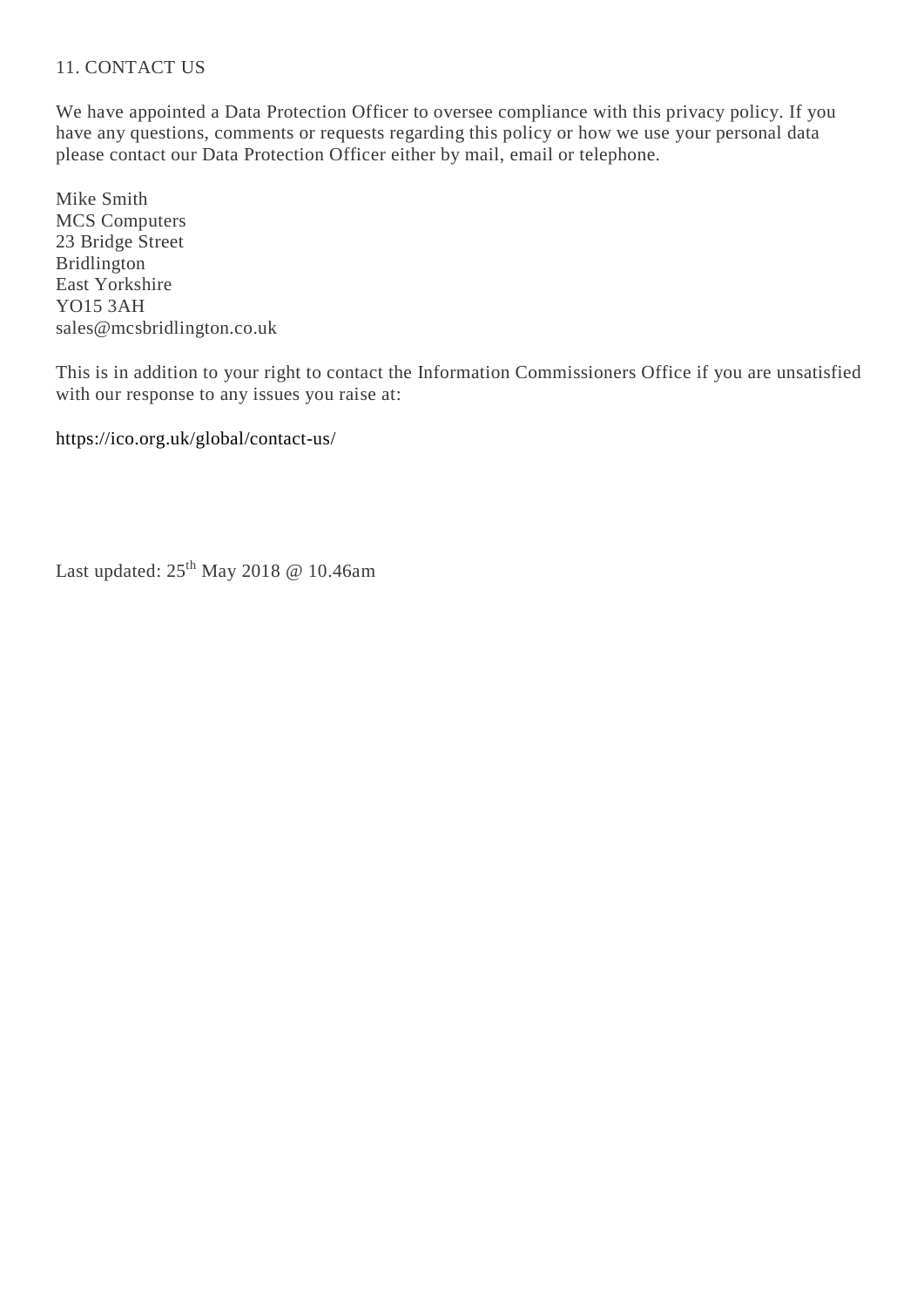## 11. CONTACT US

We have appointed a Data Protection Officer to oversee compliance with this privacy policy. If you have any questions, comments or requests regarding this policy or how we use your personal data please contact our Data Protection Officer either by mail, email or telephone.

Mike Smith
MCS Computers
23 Bridge Street
Bridlington
East Yorkshire
YO15 3AH
sales@mcsbridlington.co.uk

This is in addition to your right to contact the Information Commissioners Office if you are unsatisfied with our response to any issues you raise at:

https://ico.org.uk/global/contact-us/

Last updated: 25th May 2018 @ 10.46am